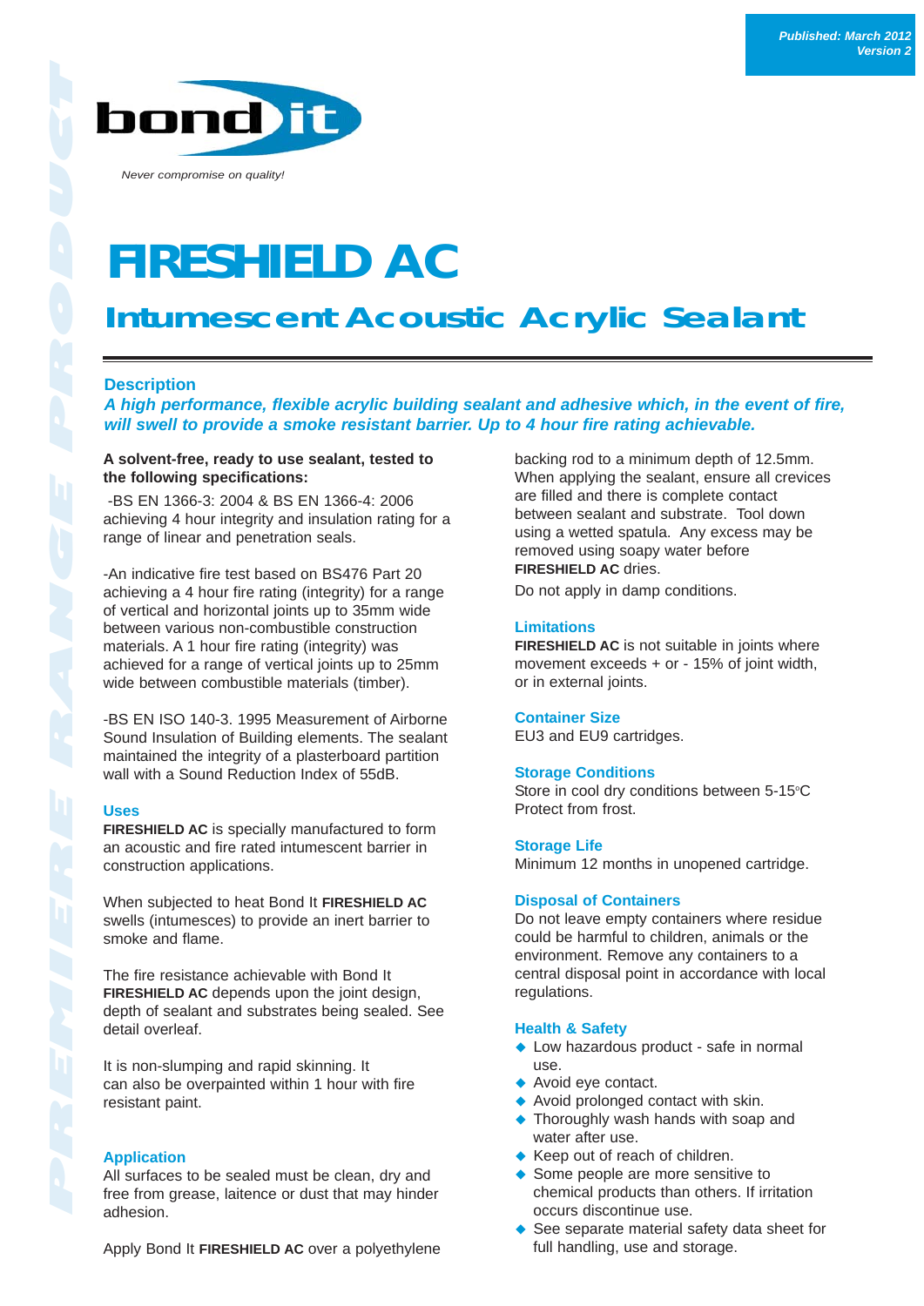Published: March 2012
Version 2

bond it

*Never compromise on quality!*

# FIRESHIELD AC

## Intumescent Acoustic Acrylic Sealant

### Description

***A high performance, flexible acrylic building sealant and adhesive which, in the event of fire, will swell to provide a smoke resistant barrier. Up to 4 hour fire rating achievable.***

**A solvent-free, ready to use sealant, tested to the following specifications:**

-BS EN 1366-3: 2004 & BS EN 1366-4: 2006 achieving 4 hour integrity and insulation rating for a range of linear and penetration seals.

-An indicative fire test based on BS476 Part 20 achieving a 4 hour fire rating (integrity) for a range of vertical and horizontal joints up to 35mm wide between various non-combustible construction materials. A 1 hour fire rating (integrity) was achieved for a range of vertical joints up to 25mm wide between combustible materials (timber).

-BS EN ISO 140-3. 1995 Measurement of Airborne Sound Insulation of Building elements. The sealant maintained the integrity of a plasterboard partition wall with a Sound Reduction Index of 55dB.

### Uses

**FIRESHIELD AC** is specially manufactured to form an acoustic and fire rated intumescent barrier in construction applications.

When subjected to heat Bond It **FIRESHIELD AC** swells (intumesces) to provide an inert barrier to smoke and flame.

The fire resistance achievable with Bond It **FIRESHIELD AC** depends upon the joint design, depth of sealant and substrates being sealed. See detail overleaf.

It is non-slumping and rapid skinning. It can also be overpainted within 1 hour with fire resistant paint.

### Application

All surfaces to be sealed must be clean, dry and free from grease, laitence or dust that may hinder adhesion.

Apply Bond It **FIRESHIELD AC** over a polyethylene backing rod to a minimum depth of 12.5mm. When applying the sealant, ensure all crevices are filled and there is complete contact between sealant and substrate. Tool down using a wetted spatula. Any excess may be removed using soapy water before **FIRESHIELD AC** dries.

Do not apply in damp conditions.

### Limitations

**FIRESHIELD AC** is not suitable in joints where movement exceeds + or - 15% of joint width, or in external joints.

### Container Size

EU3 and EU9 cartridges.

### Storage Conditions

Store in cool dry conditions between 5-15°C
Protect from frost.

### Storage Life

Minimum 12 months in unopened cartridge.

### Disposal of Containers

Do not leave empty containers where residue could be harmful to children, animals or the environment. Remove any containers to a central disposal point in accordance with local regulations.

### Health & Safety

- Low hazardous product - safe in normal use.
- Avoid eye contact.
- Avoid prolonged contact with skin.
- Thoroughly wash hands with soap and water after use.
- Keep out of reach of children.
- Some people are more sensitive to chemical products than others. If irritation occurs discontinue use.
- See separate material safety data sheet for full handling, use and storage.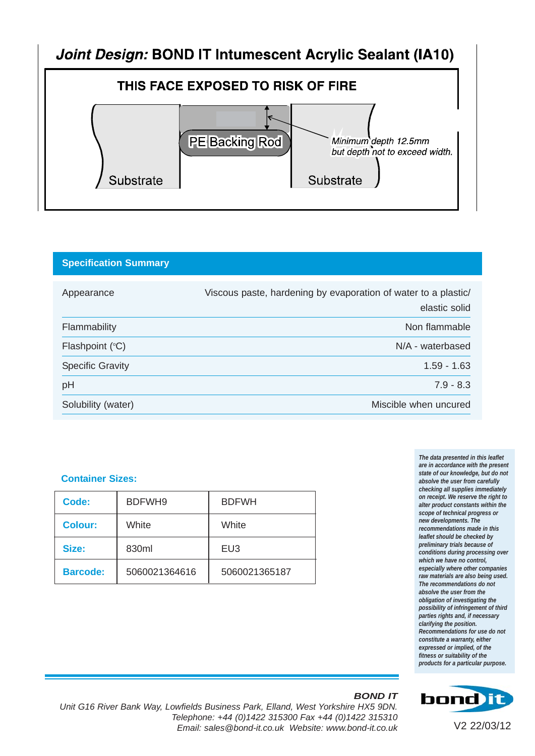## *Joint Design:* BOND IT Intumescent Acrylic Sealant (IA10)

THIS FACE EXPOSED TO RISK OF FIRE

PE Backing Rod

Minimum depth 12.5mm
but depth not to exceed width.

Substrate

Substrate

## Specification Summary

| | |
|---|---|
| Appearance | Viscous paste, hardening by evaporation of water to a plastic/ elastic solid |
| Flammability | Non flammable |
| Flashpoint (°C) | N/A - waterbased |
| Specific Gravity | 1.59 - 1.63 |
| pH | 7.9 - 8.3 |
| Solubility (water) | Miscible when uncured |

### Container Sizes:

| | | |
|---|---|---|
| **Code:** | BDFWH9 | BDFWH |
| **Colour:** | White | White |
| **Size:** | 830ml | EU3 |
| **Barcode:** | 5060021364616 | 5060021365187 |

***The data presented in this leaflet are in accordance with the present state of our knowledge, but do not absolve the user from carefully checking all supplies immediately on receipt. We reserve the right to alter product constants within the scope of technical progress or new developments. The recommendations made in this leaflet should be checked by preliminary trials because of conditions during processing over which we have no control, especially where other companies raw materials are also being used. The recommendations do not absolve the user from the obligation of investigating the possibility of infringement of third parties rights and, if necessary clarifying the position. Recommendations for use do not constitute a warranty, either expressed or implied, of the fitness or suitability of the products for a particular purpose.***

***BOND IT***
*Unit G16 River Bank Way, Lowfields Business Park, Elland, West Yorkshire HX5 9DN.*
*Telephone: +44 (0)1422 315300 Fax +44 (0)1422 315310*
*Email: sales@bond-it.co.uk Website: www.bond-it.co.uk*

bond it

V2 22/03/12